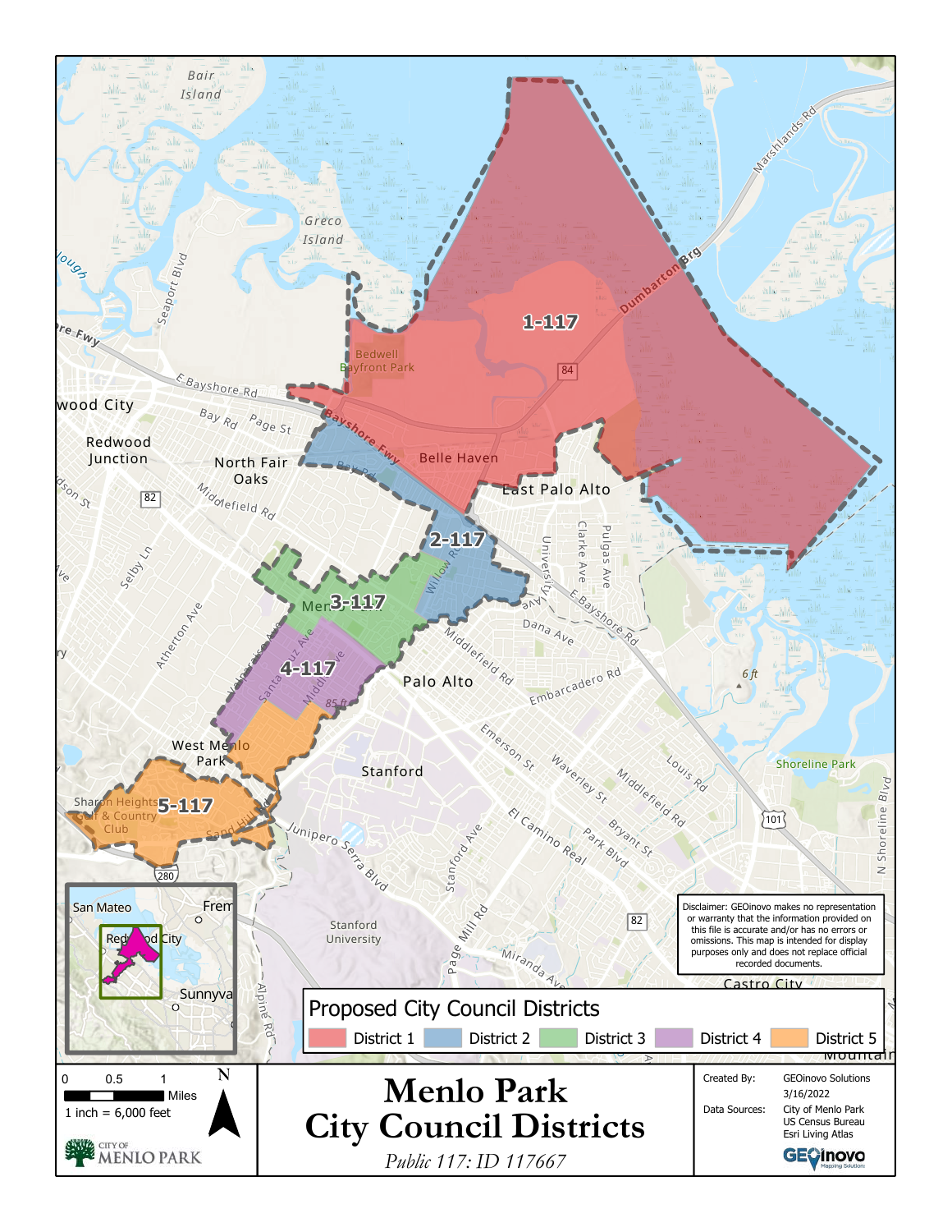# Menlo Park City Council Districts

*Public 117: ID 117667*

## Proposed City Council Districts

- District 1
- District 2
- District 3
- District 4
- District 5

1-117

2-117

3-117

4-117

5-117

Disclaimer: GEOinovo makes no representation or warranty that the information provided on this file is accurate and/or has no errors or omissions. This map is intended for display purposes only and does not replace official recorded documents.

0 0.5 1 Miles

1 inch = 6,000 feet

N

CITY OF MENLO PARK

| | |
|---|---|
| Created By: | GEOinovo Solutions |
| | 3/16/2022 |
| Data Sources: | City of Menlo Park |
| | US Census Bureau |
| | Esri Living Atlas |

GEOinovo Mapping Solutions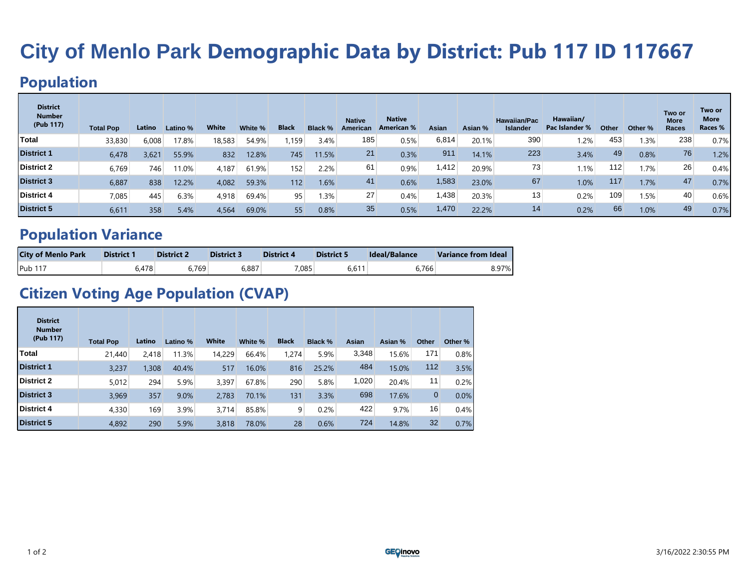# City of Menlo Park Demographic Data by District: Pub 117 ID 117667

## Population

| District Number (Pub 117) | Total Pop | Latino | Latino % | White | White % | Black | Black % | Native American | Native American % | Asian | Asian % | Hawaiian/Pac Islander | Hawaiian/ Pac Islander % | Other | Other % | Two or More Races | Two or More Races % |
|---|---|---|---|---|---|---|---|---|---|---|---|---|---|---|---|---|---|
| **Total** | 33,830 | 6,008 | 17.8% | 18,583 | 54.9% | 1,159 | 3.4% | 185 | 0.5% | 6,814 | 20.1% | 390 | 1.2% | 453 | 1.3% | 238 | 0.7% |
| **District 1** | 6,478 | 3,621 | 55.9% | 832 | 12.8% | 745 | 11.5% | 21 | 0.3% | 911 | 14.1% | 223 | 3.4% | 49 | 0.8% | 76 | 1.2% |
| **District 2** | 6,769 | 746 | 11.0% | 4,187 | 61.9% | 152 | 2.2% | 61 | 0.9% | 1,412 | 20.9% | 73 | 1.1% | 112 | 1.7% | 26 | 0.4% |
| **District 3** | 6,887 | 838 | 12.2% | 4,082 | 59.3% | 112 | 1.6% | 41 | 0.6% | 1,583 | 23.0% | 67 | 1.0% | 117 | 1.7% | 47 | 0.7% |
| **District 4** | 7,085 | 445 | 6.3% | 4,918 | 69.4% | 95 | 1.3% | 27 | 0.4% | 1,438 | 20.3% | 13 | 0.2% | 109 | 1.5% | 40 | 0.6% |
| **District 5** | 6,611 | 358 | 5.4% | 4,564 | 69.0% | 55 | 0.8% | 35 | 0.5% | 1,470 | 22.2% | 14 | 0.2% | 66 | 1.0% | 49 | 0.7% |

## Population Variance

| City of Menlo Park | District 1 | District 2 | District 3 | District 4 | District 5 | Ideal/Balance | Variance from Ideal |
|---|---|---|---|---|---|---|---|
| Pub 117 | 6,478 | 6,769 | 6,887 | 7,085 | 6,611 | 6,766 | 8.97% |

## Citizen Voting Age Population (CVAP)

| District Number (Pub 117) | Total Pop | Latino | Latino % | White | White % | Black | Black % | Asian | Asian % | Other | Other % |
|---|---|---|---|---|---|---|---|---|---|---|---|
| **Total** | 21,440 | 2,418 | 11.3% | 14,229 | 66.4% | 1,274 | 5.9% | 3,348 | 15.6% | 171 | 0.8% |
| **District 1** | 3,237 | 1,308 | 40.4% | 517 | 16.0% | 816 | 25.2% | 484 | 15.0% | 112 | 3.5% |
| **District 2** | 5,012 | 294 | 5.9% | 3,397 | 67.8% | 290 | 5.8% | 1,020 | 20.4% | 11 | 0.2% |
| **District 3** | 3,969 | 357 | 9.0% | 2,783 | 70.1% | 131 | 3.3% | 698 | 17.6% | 0 | 0.0% |
| **District 4** | 4,330 | 169 | 3.9% | 3,714 | 85.8% | 9 | 0.2% | 422 | 9.7% | 16 | 0.4% |
| **District 5** | 4,892 | 290 | 5.9% | 3,818 | 78.0% | 28 | 0.6% | 724 | 14.8% | 32 | 0.7% |

GEOinovo

3/16/2022 2:30:55 PM